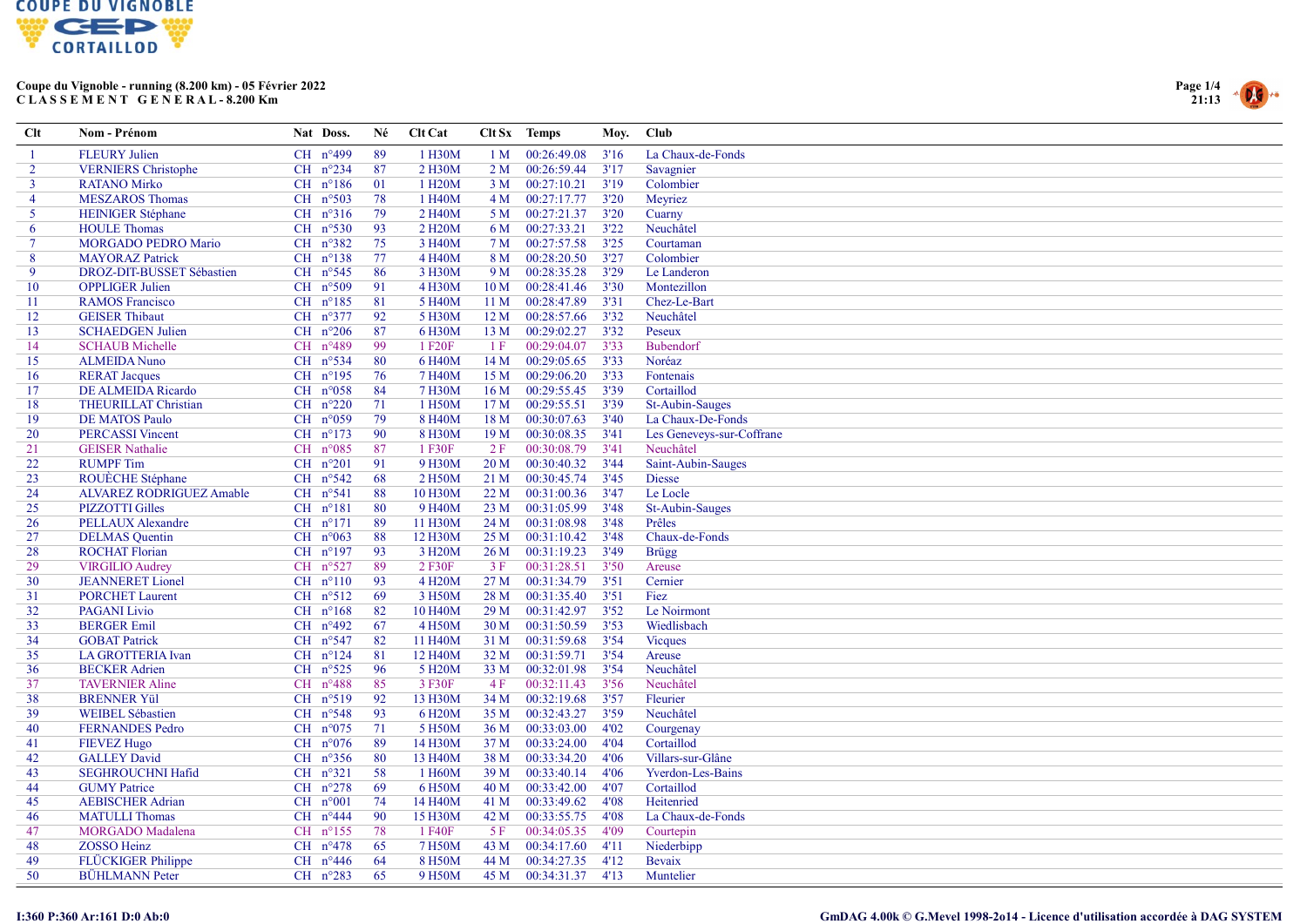**Coupe du Vignoble - running (8.200 km) - 05 Février 2022**
**C L A S S E M E N T   G E N E R A L - 8.200 Km**

| Clt | Nom - Prénom | Nat | Doss. | Né | Clt Cat | Clt Sx | Temps | Moy. | Club |
|---|---|---|---|---|---|---|---|---|---|
| 1 | FLEURY Julien | CH | n°499 | 89 | 1 H30M | 1 M | 00:26:49.08 | 3'16 | La Chaux-de-Fonds |
| 2 | VERNIERS Christophe | CH | n°234 | 87 | 2 H30M | 2 M | 00:26:59.44 | 3'17 | Savagnier |
| 3 | RATANO Mirko | CH | n°186 | 01 | 1 H20M | 3 M | 00:27:10.21 | 3'19 | Colombier |
| 4 | MESZAROS Thomas | CH | n°503 | 78 | 1 H40M | 4 M | 00:27:17.77 | 3'20 | Meyriez |
| 5 | HEINIGER Stéphane | CH | n°316 | 79 | 2 H40M | 5 M | 00:27:21.37 | 3'20 | Cuarny |
| 6 | HOULE Thomas | CH | n°530 | 93 | 2 H20M | 6 M | 00:27:33.21 | 3'22 | Neuchâtel |
| 7 | MORGADO PEDRO Mario | CH | n°382 | 75 | 3 H40M | 7 M | 00:27:57.58 | 3'25 | Courtaman |
| 8 | MAYORAZ Patrick | CH | n°138 | 77 | 4 H40M | 8 M | 00:28:20.50 | 3'27 | Colombier |
| 9 | DROZ-DIT-BUSSET Sébastien | CH | n°545 | 86 | 3 H30M | 9 M | 00:28:35.28 | 3'29 | Le Landeron |
| 10 | OPPLIGER Julien | CH | n°509 | 91 | 4 H30M | 10 M | 00:28:41.46 | 3'30 | Montezillon |
| 11 | RAMOS Francisco | CH | n°185 | 81 | 5 H40M | 11 M | 00:28:47.89 | 3'31 | Chez-Le-Bart |
| 12 | GEISER Thibaut | CH | n°377 | 92 | 5 H30M | 12 M | 00:28:57.66 | 3'32 | Neuchâtel |
| 13 | SCHAEDGEN Julien | CH | n°206 | 87 | 6 H30M | 13 M | 00:29:02.27 | 3'32 | Peseux |
| 14 | SCHAUB Michelle | CH | n°489 | 99 | 1 F20F | 1 F | 00:29:04.07 | 3'33 | Bubendorf |
| 15 | ALMEIDA Nuno | CH | n°534 | 80 | 6 H40M | 14 M | 00:29:05.65 | 3'33 | Noréaz |
| 16 | RERAT Jacques | CH | n°195 | 76 | 7 H40M | 15 M | 00:29:06.20 | 3'33 | Fontenais |
| 17 | DE ALMEIDA Ricardo | CH | n°058 | 84 | 7 H30M | 16 M | 00:29:55.45 | 3'39 | Cortaillod |
| 18 | THEURILLAT Christian | CH | n°220 | 71 | 1 H50M | 17 M | 00:29:55.51 | 3'39 | St-Aubin-Sauges |
| 19 | DE MATOS Paulo | CH | n°059 | 79 | 8 H40M | 18 M | 00:30:07.63 | 3'40 | La Chaux-De-Fonds |
| 20 | PERCASSI Vincent | CH | n°173 | 90 | 8 H30M | 19 M | 00:30:08.35 | 3'41 | Les Geneveys-sur-Coffrane |
| 21 | GEISER Nathalie | CH | n°085 | 87 | 1 F30F | 2 F | 00:30:08.79 | 3'41 | Neuchâtel |
| 22 | RUMPF Tim | CH | n°201 | 91 | 9 H30M | 20 M | 00:30:40.32 | 3'44 | Saint-Aubin-Sauges |
| 23 | ROUÈCHE Stéphane | CH | n°542 | 68 | 2 H50M | 21 M | 00:30:45.74 | 3'45 | Diesse |
| 24 | ALVAREZ RODRIGUEZ Amable | CH | n°541 | 88 | 10 H30M | 22 M | 00:31:00.36 | 3'47 | Le Locle |
| 25 | PIZZOTTI Gilles | CH | n°181 | 80 | 9 H40M | 23 M | 00:31:05.99 | 3'48 | St-Aubin-Sauges |
| 26 | PELLAUX Alexandre | CH | n°171 | 89 | 11 H30M | 24 M | 00:31:08.98 | 3'48 | Prêles |
| 27 | DELMAS Quentin | CH | n°063 | 88 | 12 H30M | 25 M | 00:31:10.42 | 3'48 | Chaux-de-Fonds |
| 28 | ROCHAT Florian | CH | n°197 | 93 | 3 H20M | 26 M | 00:31:19.23 | 3'49 | Brügg |
| 29 | VIRGILIO Audrey | CH | n°527 | 89 | 2 F30F | 3 F | 00:31:28.51 | 3'50 | Areuse |
| 30 | JEANNERET Lionel | CH | n°110 | 93 | 4 H20M | 27 M | 00:31:34.79 | 3'51 | Cernier |
| 31 | PORCHET Laurent | CH | n°512 | 69 | 3 H50M | 28 M | 00:31:35.40 | 3'51 | Fiez |
| 32 | PAGANI Livio | CH | n°168 | 82 | 10 H40M | 29 M | 00:31:42.97 | 3'52 | Le Noirmont |
| 33 | BERGER Emil | CH | n°492 | 67 | 4 H50M | 30 M | 00:31:50.59 | 3'53 | Wiedlisbach |
| 34 | GOBAT Patrick | CH | n°547 | 82 | 11 H40M | 31 M | 00:31:59.68 | 3'54 | Vicques |
| 35 | LA GROTTERIA Ivan | CH | n°124 | 81 | 12 H40M | 32 M | 00:31:59.71 | 3'54 | Areuse |
| 36 | BECKER Adrien | CH | n°525 | 96 | 5 H20M | 33 M | 00:32:01.98 | 3'54 | Neuchâtel |
| 37 | TAVERNIER Aline | CH | n°488 | 85 | 3 F30F | 4 F | 00:32:11.43 | 3'56 | Neuchâtel |
| 38 | BRENNER Yül | CH | n°519 | 92 | 13 H30M | 34 M | 00:32:19.68 | 3'57 | Fleurier |
| 39 | WEIBEL Sébastien | CH | n°548 | 93 | 6 H20M | 35 M | 00:32:43.27 | 3'59 | Neuchâtel |
| 40 | FERNANDES Pedro | CH | n°075 | 71 | 5 H50M | 36 M | 00:33:03.00 | 4'02 | Courgenay |
| 41 | FIEVEZ Hugo | CH | n°076 | 89 | 14 H30M | 37 M | 00:33:24.00 | 4'04 | Cortaillod |
| 42 | GALLEY David | CH | n°356 | 80 | 13 H40M | 38 M | 00:33:34.20 | 4'06 | Villars-sur-Glâne |
| 43 | SEGHROUCHNI Hafid | CH | n°321 | 58 | 1 H60M | 39 M | 00:33:40.14 | 4'06 | Yverdon-Les-Bains |
| 44 | GUMY Patrice | CH | n°278 | 69 | 6 H50M | 40 M | 00:33:42.00 | 4'07 | Cortaillod |
| 45 | AEBISCHER Adrian | CH | n°001 | 74 | 14 H40M | 41 M | 00:33:49.62 | 4'08 | Heitenried |
| 46 | MATULLI Thomas | CH | n°444 | 90 | 15 H30M | 42 M | 00:33:55.75 | 4'08 | La Chaux-de-Fonds |
| 47 | MORGADO Madalena | CH | n°155 | 78 | 1 F40F | 5 F | 00:34:05.35 | 4'09 | Courtepin |
| 48 | ZOSSO Heinz | CH | n°478 | 65 | 7 H50M | 43 M | 00:34:17.60 | 4'11 | Niederbipp |
| 49 | FLÜCKIGER Philippe | CH | n°446 | 64 | 8 H50M | 44 M | 00:34:27.35 | 4'12 | Bevaix |
| 50 | BÜHLMANN Peter | CH | n°283 | 65 | 9 H50M | 45 M | 00:34:31.37 | 4'13 | Muntelier |

I:360 P:360 Ar:161 D:0 Ab:0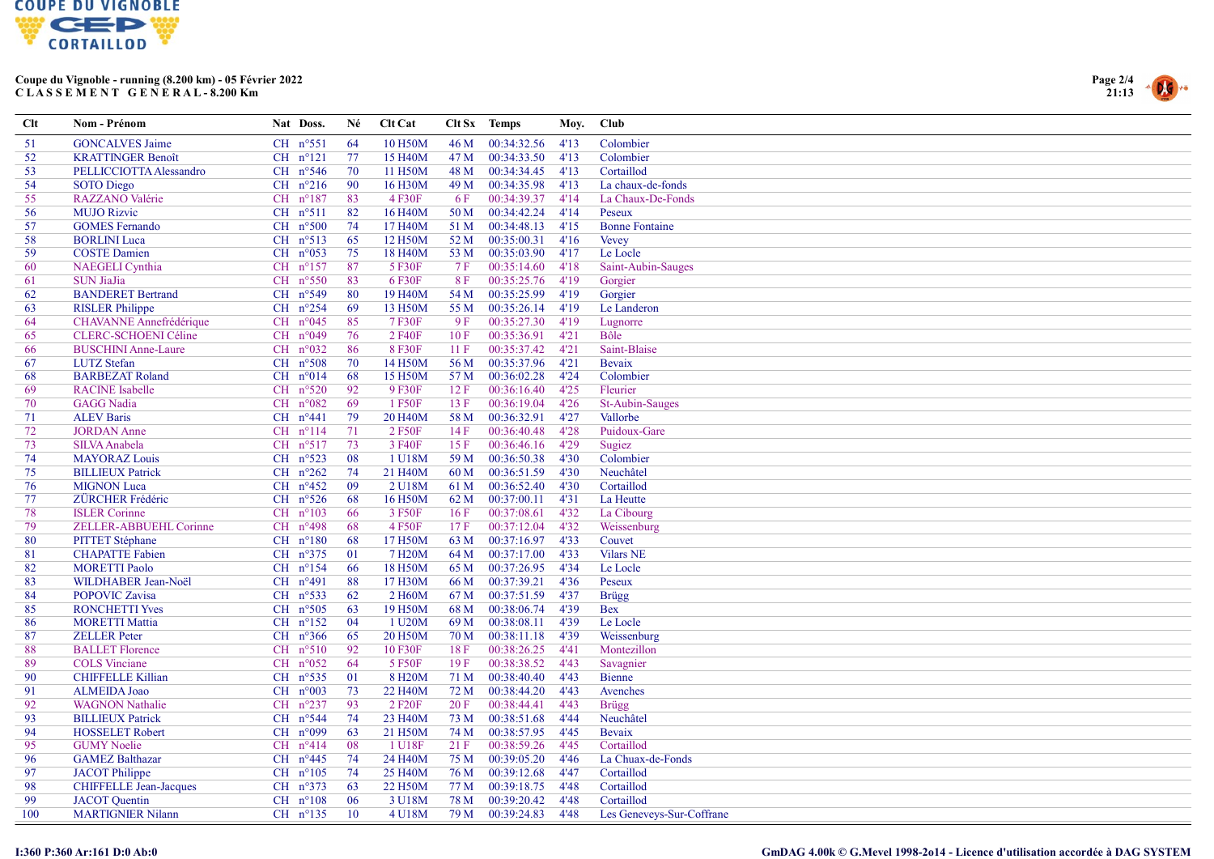**Coupe du Vignoble - running (8.200 km) - 05 Février 2022**
**C L A S S E M E N T G E N E R A L - 8.200 Km**

| Clt | Nom - Prénom | Nat | Doss. | Né | Clt Cat | Clt Sx | Temps | Moy. | Club |
|---|---|---|---|---|---|---|---|---|---|
| 51 | GONCALVES Jaime | CH | n°551 | 64 | 10 H50M | 46 M | 00:34:32.56 | 4'13 | Colombier |
| 52 | KRATTINGER Benoît | CH | n°121 | 77 | 15 H40M | 47 M | 00:34:33.50 | 4'13 | Colombier |
| 53 | PELLICCIOTTA Alessandro | CH | n°546 | 70 | 11 H50M | 48 M | 00:34:34.45 | 4'13 | Cortaillod |
| 54 | SOTO Diego | CH | n°216 | 90 | 16 H30M | 49 M | 00:34:35.98 | 4'13 | La chaux-de-fonds |
| 55 | RAZZANO Valérie | CH | n°187 | 83 | 4 F30F | 6 F | 00:34:39.37 | 4'14 | La Chaux-De-Fonds |
| 56 | MUJO Rizvic | CH | n°511 | 82 | 16 H40M | 50 M | 00:34:42.24 | 4'14 | Peseux |
| 57 | GOMES Fernando | CH | n°500 | 74 | 17 H40M | 51 M | 00:34:48.13 | 4'15 | Bonne Fontaine |
| 58 | BORLINI Luca | CH | n°513 | 65 | 12 H50M | 52 M | 00:35:00.31 | 4'16 | Vevey |
| 59 | COSTE Damien | CH | n°053 | 75 | 18 H40M | 53 M | 00:35:03.90 | 4'17 | Le Locle |
| 60 | NAEGELI Cynthia | CH | n°157 | 87 | 5 F30F | 7 F | 00:35:14.60 | 4'18 | Saint-Aubin-Sauges |
| 61 | SUN JiaJia | CH | n°550 | 83 | 6 F30F | 8 F | 00:35:25.76 | 4'19 | Gorgier |
| 62 | BANDERET Bertrand | CH | n°549 | 80 | 19 H40M | 54 M | 00:35:25.99 | 4'19 | Gorgier |
| 63 | RISLER Philippe | CH | n°254 | 69 | 13 H50M | 55 M | 00:35:26.14 | 4'19 | Le Landeron |
| 64 | CHAVANNE Annefrédérique | CH | n°045 | 85 | 7 F30F | 9 F | 00:35:27.30 | 4'19 | Lugnorre |
| 65 | CLERC-SCHOENI Céline | CH | n°049 | 76 | 2 F40F | 10 F | 00:35:36.91 | 4'21 | Bôle |
| 66 | BUSCHINI Anne-Laure | CH | n°032 | 86 | 8 F30F | 11 F | 00:35:37.42 | 4'21 | Saint-Blaise |
| 67 | LUTZ Stefan | CH | n°508 | 70 | 14 H50M | 56 M | 00:35:37.96 | 4'21 | Bevaix |
| 68 | BARBEZAT Roland | CH | n°014 | 68 | 15 H50M | 57 M | 00:36:02.28 | 4'24 | Colombier |
| 69 | RACINE Isabelle | CH | n°520 | 92 | 9 F30F | 12 F | 00:36:16.40 | 4'25 | Fleurier |
| 70 | GAGG Nadia | CH | n°082 | 69 | 1 F50F | 13 F | 00:36:19.04 | 4'26 | St-Aubin-Sauges |
| 71 | ALEV Baris | CH | n°441 | 79 | 20 H40M | 58 M | 00:36:32.91 | 4'27 | Vallorbe |
| 72 | JORDAN Anne | CH | n°114 | 71 | 2 F50F | 14 F | 00:36:40.48 | 4'28 | Puidoux-Gare |
| 73 | SILVA Anabela | CH | n°517 | 73 | 3 F40F | 15 F | 00:36:46.16 | 4'29 | Sugiez |
| 74 | MAYORAZ Louis | CH | n°523 | 08 | 1 U18M | 59 M | 00:36:50.38 | 4'30 | Colombier |
| 75 | BILLIEUX Patrick | CH | n°262 | 74 | 21 H40M | 60 M | 00:36:51.59 | 4'30 | Neuchâtel |
| 76 | MIGNON Luca | CH | n°452 | 09 | 2 U18M | 61 M | 00:36:52.40 | 4'30 | Cortaillod |
| 77 | ZÜRCHER Frédéric | CH | n°526 | 68 | 16 H50M | 62 M | 00:37:00.11 | 4'31 | La Heutte |
| 78 | ISLER Corinne | CH | n°103 | 66 | 3 F50F | 16 F | 00:37:08.61 | 4'32 | La Cibourg |
| 79 | ZELLER-ABBUEHL Corinne | CH | n°498 | 68 | 4 F50F | 17 F | 00:37:12.04 | 4'32 | Weissenburg |
| 80 | PITTET Stéphane | CH | n°180 | 68 | 17 H50M | 63 M | 00:37:16.97 | 4'33 | Couvet |
| 81 | CHAPATTE Fabien | CH | n°375 | 01 | 7 H20M | 64 M | 00:37:17.00 | 4'33 | Vilars NE |
| 82 | MORETTI Paolo | CH | n°154 | 66 | 18 H50M | 65 M | 00:37:26.95 | 4'34 | Le Locle |
| 83 | WILDHABER Jean-Noël | CH | n°491 | 88 | 17 H30M | 66 M | 00:37:39.21 | 4'36 | Peseux |
| 84 | POPOVIC Zavisa | CH | n°533 | 62 | 2 H60M | 67 M | 00:37:51.59 | 4'37 | Brügg |
| 85 | RONCHETTI Yves | CH | n°505 | 63 | 19 H50M | 68 M | 00:38:06.74 | 4'39 | Bex |
| 86 | MORETTI Mattia | CH | n°152 | 04 | 1 U20M | 69 M | 00:38:08.11 | 4'39 | Le Locle |
| 87 | ZELLER Peter | CH | n°366 | 65 | 20 H50M | 70 M | 00:38:11.18 | 4'39 | Weissenburg |
| 88 | BALLET Florence | CH | n°510 | 92 | 10 F30F | 18 F | 00:38:26.25 | 4'41 | Montezillon |
| 89 | COLS Vinciane | CH | n°052 | 64 | 5 F50F | 19 F | 00:38:38.52 | 4'43 | Savagnier |
| 90 | CHIFFELLE Killian | CH | n°535 | 01 | 8 H20M | 71 M | 00:38:40.40 | 4'43 | Bienne |
| 91 | ALMEIDA Joao | CH | n°003 | 73 | 22 H40M | 72 M | 00:38:44.20 | 4'43 | Avenches |
| 92 | WAGNON Nathalie | CH | n°237 | 93 | 2 F20F | 20 F | 00:38:44.41 | 4'43 | Brügg |
| 93 | BILLIEUX Patrick | CH | n°544 | 74 | 23 H40M | 73 M | 00:38:51.68 | 4'44 | Neuchâtel |
| 94 | HOSSELET Robert | CH | n°099 | 63 | 21 H50M | 74 M | 00:38:57.95 | 4'45 | Bevaix |
| 95 | GUMY Noelie | CH | n°414 | 08 | 1 U18F | 21 F | 00:38:59.26 | 4'45 | Cortaillod |
| 96 | GAMEZ Balthazar | CH | n°445 | 74 | 24 H40M | 75 M | 00:39:05.20 | 4'46 | La Chuax-de-Fonds |
| 97 | JACOT Philippe | CH | n°105 | 74 | 25 H40M | 76 M | 00:39:12.68 | 4'47 | Cortaillod |
| 98 | CHIFFELLE Jean-Jacques | CH | n°373 | 63 | 22 H50M | 77 M | 00:39:18.75 | 4'48 | Cortaillod |
| 99 | JACOT Quentin | CH | n°108 | 06 | 3 U18M | 78 M | 00:39:20.42 | 4'48 | Cortaillod |
| 100 | MARTIGNIER Nilann | CH | n°135 | 10 | 4 U18M | 79 M | 00:39:24.83 | 4'48 | Les Geneveys-Sur-Coffrane |

I:360 P:360 Ar:161 D:0 Ab:0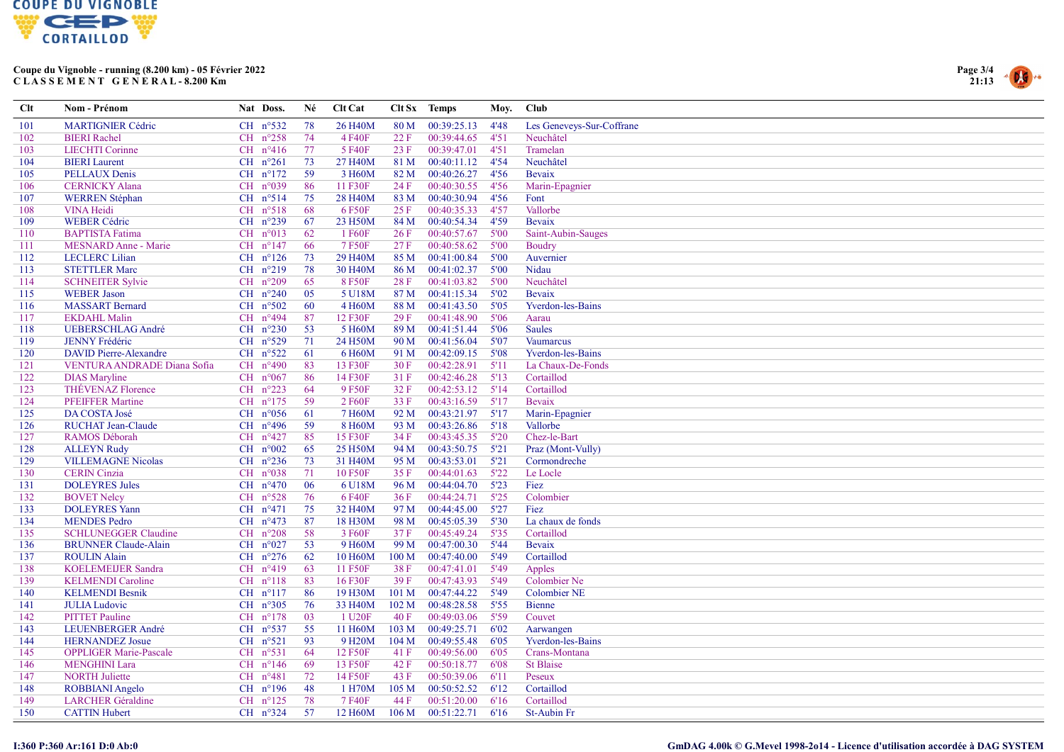**Coupe du Vignoble - running (8.200 km) - 05 Février 2022**
**C L A S S E M E N T   G E N E R A L - 8.200 Km**

| Clt | Nom - Prénom | Nat | Doss. | Né | Clt Cat | Clt Sx | Temps | Moy. | Club |
|---|---|---|---|---|---|---|---|---|---|
| 101 | MARTIGNIER Cédric | CH | n°532 | 78 | 26 H40M | 80 M | 00:39:25.13 | 4'48 | Les Geneveys-Sur-Coffrane |
| 102 | BIERI Rachel | CH | n°258 | 74 | 4 F40F | 22 F | 00:39:44.65 | 4'51 | Neuchâtel |
| 103 | LIECHTI Corinne | CH | n°416 | 77 | 5 F40F | 23 F | 00:39:47.01 | 4'51 | Tramelan |
| 104 | BIERI Laurent | CH | n°261 | 73 | 27 H40M | 81 M | 00:40:11.12 | 4'54 | Neuchâtel |
| 105 | PELLAUX Denis | CH | n°172 | 59 | 3 H60M | 82 M | 00:40:26.27 | 4'56 | Bevaix |
| 106 | CERNICKY Alana | CH | n°039 | 86 | 11 F30F | 24 F | 00:40:30.55 | 4'56 | Marin-Epagnier |
| 107 | WERREN Stéphan | CH | n°514 | 75 | 28 H40M | 83 M | 00:40:30.94 | 4'56 | Font |
| 108 | VINA Heidi | CH | n°518 | 68 | 6 F50F | 25 F | 00:40:35.33 | 4'57 | Vallorbe |
| 109 | WEBER Cédric | CH | n°239 | 67 | 23 H50M | 84 M | 00:40:54.34 | 4'59 | Bevaix |
| 110 | BAPTISTA Fatima | CH | n°013 | 62 | 1 F60F | 26 F | 00:40:57.67 | 5'00 | Saint-Aubin-Sauges |
| 111 | MESNARD Anne - Marie | CH | n°147 | 66 | 7 F50F | 27 F | 00:40:58.62 | 5'00 | Boudry |
| 112 | LECLERC Lilian | CH | n°126 | 73 | 29 H40M | 85 M | 00:41:00.84 | 5'00 | Auvernier |
| 113 | STETTLER Marc | CH | n°219 | 78 | 30 H40M | 86 M | 00:41:02.37 | 5'00 | Nidau |
| 114 | SCHNEITER Sylvie | CH | n°209 | 65 | 8 F50F | 28 F | 00:41:03.82 | 5'00 | Neuchâtel |
| 115 | WEBER Jason | CH | n°240 | 05 | 5 U18M | 87 M | 00:41:15.34 | 5'02 | Bevaix |
| 116 | MASSART Bernard | CH | n°502 | 60 | 4 H60M | 88 M | 00:41:43.50 | 5'05 | Yverdon-les-Bains |
| 117 | EKDAHL Malin | CH | n°494 | 87 | 12 F30F | 29 F | 00:41:48.90 | 5'06 | Aarau |
| 118 | UEBERSCHLAG André | CH | n°230 | 53 | 5 H60M | 89 M | 00:41:51.44 | 5'06 | Saules |
| 119 | JENNY Frédéric | CH | n°529 | 71 | 24 H50M | 90 M | 00:41:56.04 | 5'07 | Vaumarcus |
| 120 | DAVID Pierre-Alexandre | CH | n°522 | 61 | 6 H60M | 91 M | 00:42:09.15 | 5'08 | Yverdon-les-Bains |
| 121 | VENTURA ANDRADE Diana Sofia | CH | n°490 | 83 | 13 F30F | 30 F | 00:42:28.91 | 5'11 | La Chaux-De-Fonds |
| 122 | DIAS Maryline | CH | n°067 | 86 | 14 F30F | 31 F | 00:42:46.28 | 5'13 | Cortaillod |
| 123 | THÉVENAZ Florence | CH | n°223 | 64 | 9 F50F | 32 F | 00:42:53.12 | 5'14 | Cortaillod |
| 124 | PFEIFFER Martine | CH | n°175 | 59 | 2 F60F | 33 F | 00:43:16.59 | 5'17 | Bevaix |
| 125 | DA COSTA José | CH | n°056 | 61 | 7 H60M | 92 M | 00:43:21.97 | 5'17 | Marin-Epagnier |
| 126 | RUCHAT Jean-Claude | CH | n°496 | 59 | 8 H60M | 93 M | 00:43:26.86 | 5'18 | Vallorbe |
| 127 | RAMOS Déborah | CH | n°427 | 85 | 15 F30F | 34 F | 00:43:45.35 | 5'20 | Chez-le-Bart |
| 128 | ALLEYN Rudy | CH | n°002 | 65 | 25 H50M | 94 M | 00:43:50.75 | 5'21 | Praz (Mont-Vully) |
| 129 | VILLEMAGNE Nicolas | CH | n°236 | 73 | 31 H40M | 95 M | 00:43:53.01 | 5'21 | Cormondreche |
| 130 | CERIN Cinzia | CH | n°038 | 71 | 10 F50F | 35 F | 00:44:01.63 | 5'22 | Le Locle |
| 131 | DOLEYRES Jules | CH | n°470 | 06 | 6 U18M | 96 M | 00:44:04.70 | 5'23 | Fiez |
| 132 | BOVET Nelcy | CH | n°528 | 76 | 6 F40F | 36 F | 00:44:24.71 | 5'25 | Colombier |
| 133 | DOLEYRES Yann | CH | n°471 | 75 | 32 H40M | 97 M | 00:44:45.00 | 5'27 | Fiez |
| 134 | MENDES Pedro | CH | n°473 | 87 | 18 H30M | 98 M | 00:45:05.39 | 5'30 | La chaux de fonds |
| 135 | SCHLUNEGGER Claudine | CH | n°208 | 58 | 3 F60F | 37 F | 00:45:49.24 | 5'35 | Cortaillod |
| 136 | BRUNNER Claude-Alain | CH | n°027 | 53 | 9 H60M | 99 M | 00:47:00.30 | 5'44 | Bevaix |
| 137 | ROULIN Alain | CH | n°276 | 62 | 10 H60M | 100 M | 00:47:40.00 | 5'49 | Cortaillod |
| 138 | KOELEMEIJER Sandra | CH | n°419 | 63 | 11 F50F | 38 F | 00:47:41.01 | 5'49 | Apples |
| 139 | KELMENDI Caroline | CH | n°118 | 83 | 16 F30F | 39 F | 00:47:43.93 | 5'49 | Colombier Ne |
| 140 | KELMENDI Besnik | CH | n°117 | 86 | 19 H30M | 101 M | 00:47:44.22 | 5'49 | Colombier NE |
| 141 | JULIA Ludovic | CH | n°305 | 76 | 33 H40M | 102 M | 00:48:28.58 | 5'55 | Bienne |
| 142 | PITTET Pauline | CH | n°178 | 03 | 1 U20F | 40 F | 00:49:03.06 | 5'59 | Couvet |
| 143 | LEUENBERGER André | CH | n°537 | 55 | 11 H60M | 103 M | 00:49:25.71 | 6'02 | Aarwangen |
| 144 | HERNANDEZ Josue | CH | n°521 | 93 | 9 H20M | 104 M | 00:49:55.48 | 6'05 | Yverdon-les-Bains |
| 145 | OPPLIGER Marie-Pascale | CH | n°531 | 64 | 12 F50F | 41 F | 00:49:56.00 | 6'05 | Crans-Montana |
| 146 | MENGHINI Lara | CH | n°146 | 69 | 13 F50F | 42 F | 00:50:18.77 | 6'08 | St Blaise |
| 147 | NORTH Juliette | CH | n°481 | 72 | 14 F50F | 43 F | 00:50:39.06 | 6'11 | Peseux |
| 148 | ROBBIANI Angelo | CH | n°196 | 48 | 1 H70M | 105 M | 00:50:52.52 | 6'12 | Cortaillod |
| 149 | LARCHER Géraldine | CH | n°125 | 78 | 7 F40F | 44 F | 00:51:20.00 | 6'16 | Cortaillod |
| 150 | CATTIN Hubert | CH | n°324 | 57 | 12 H60M | 106 M | 00:51:22.71 | 6'16 | St-Aubin Fr |

I:360 P:360 Ar:161 D:0 Ab:0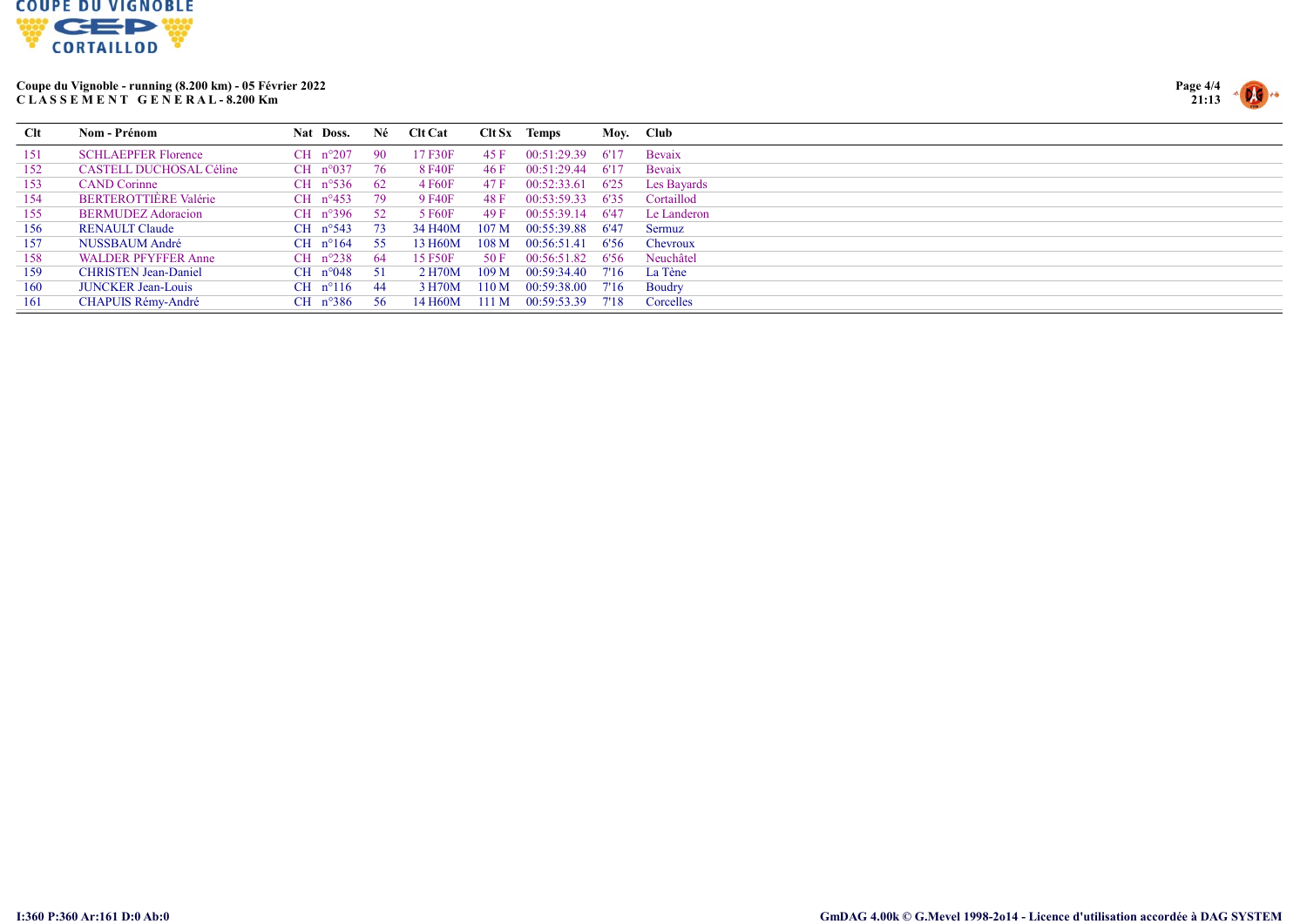**Coupe du Vignoble - running (8.200 km) - 05 Février 2022**
**C L A S S E M E N T G E N E R A L - 8.200 Km**

| Clt | Nom - Prénom | Nat | Doss. | Né | Clt Cat | Clt Sx | Temps | Moy. | Club |
|---|---|---|---|---|---|---|---|---|---|
| 151 | SCHLAEPFER Florence | CH | n°207 | 90 | 17 F30F | 45 F | 00:51:29.39 | 6'17 | Bevaix |
| 152 | CASTELL DUCHOSAL Céline | CH | n°037 | 76 | 8 F40F | 46 F | 00:51:29.44 | 6'17 | Bevaix |
| 153 | CAND Corinne | CH | n°536 | 62 | 4 F60F | 47 F | 00:52:33.61 | 6'25 | Les Bayards |
| 154 | BERTEROTTIÈRE Valérie | CH | n°453 | 79 | 9 F40F | 48 F | 00:53:59.33 | 6'35 | Cortaillod |
| 155 | BERMUDEZ Adoracion | CH | n°396 | 52 | 5 F60F | 49 F | 00:55:39.14 | 6'47 | Le Landeron |
| 156 | RENAULT Claude | CH | n°543 | 73 | 34 H40M | 107 M | 00:55:39.88 | 6'47 | Sermuz |
| 157 | NUSSBAUM André | CH | n°164 | 55 | 13 H60M | 108 M | 00:56:51.41 | 6'56 | Chevroux |
| 158 | WALDER PFYFFER Anne | CH | n°238 | 64 | 15 F50F | 50 F | 00:56:51.82 | 6'56 | Neuchâtel |
| 159 | CHRISTEN Jean-Daniel | CH | n°048 | 51 | 2 H70M | 109 M | 00:59:34.40 | 7'16 | La Tène |
| 160 | JUNCKER Jean-Louis | CH | n°116 | 44 | 3 H70M | 110 M | 00:59:38.00 | 7'16 | Boudry |
| 161 | CHAPUIS Rémy-André | CH | n°386 | 56 | 14 H60M | 111 M | 00:59:53.39 | 7'18 | Corcelles |

I:360 P:360 Ar:161 D:0 Ab:0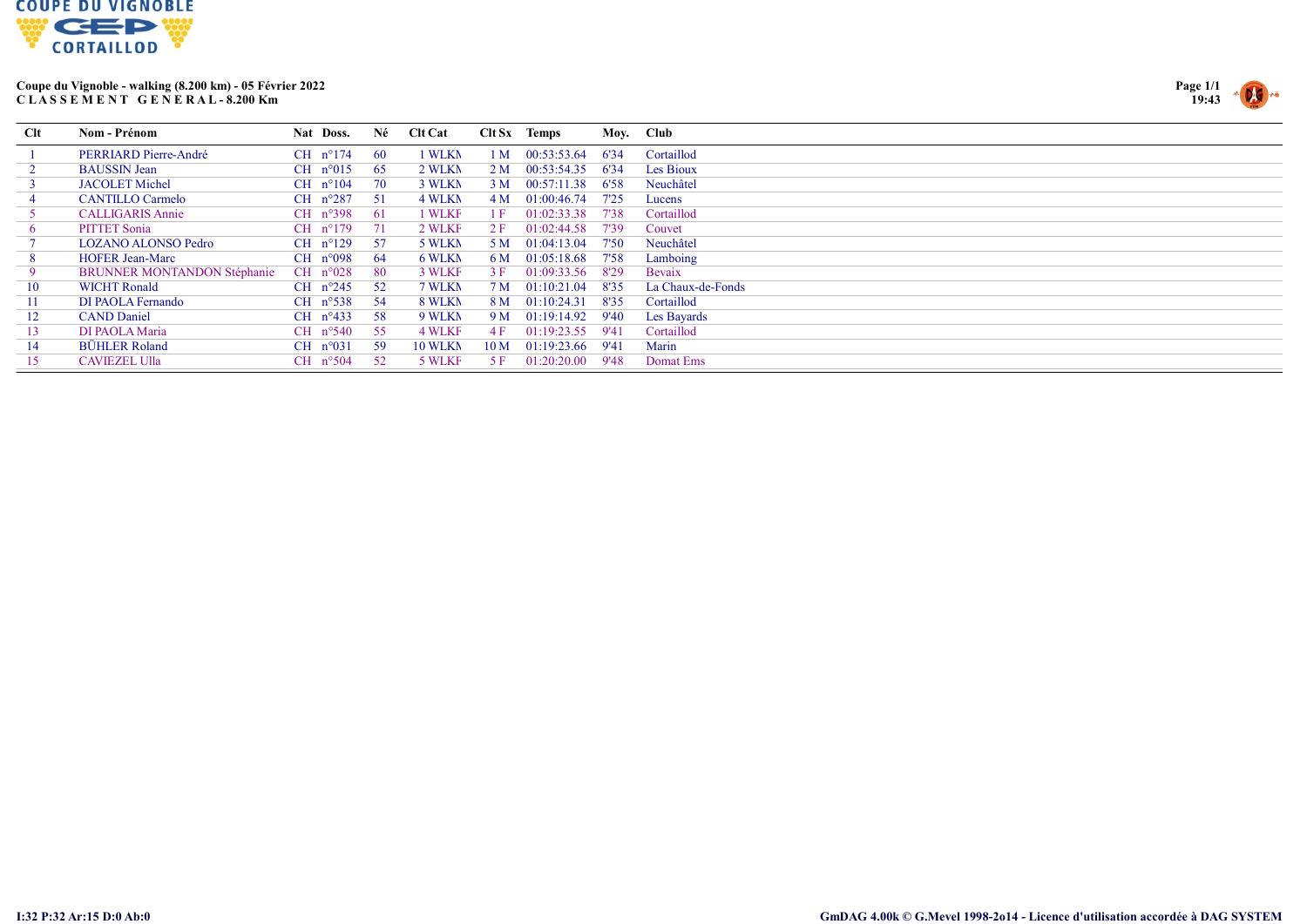**Coupe du Vignoble - walking (8.200 km) - 05 Février 2022**
**C L A S S E M E N T   G E N E R A L - 8.200 Km**

| Clt | Nom - Prénom | Nat | Doss. | Né | Clt Cat | Clt Sx | Temps | Moy. | Club |
|---|---|---|---|---|---|---|---|---|---|
| 1 | PERRIARD Pierre-André | CH | n°174 | 60 | 1 WLKM | 1 M | 00:53:53.64 | 6'34 | Cortaillod |
| 2 | BAUSSIN Jean | CH | n°015 | 65 | 2 WLKM | 2 M | 00:53:54.35 | 6'34 | Les Bioux |
| 3 | JACOLET Michel | CH | n°104 | 70 | 3 WLKM | 3 M | 00:57:11.38 | 6'58 | Neuchâtel |
| 4 | CANTILLO Carmelo | CH | n°287 | 51 | 4 WLKM | 4 M | 01:00:46.74 | 7'25 | Lucens |
| 5 | CALLIGARIS Annie | CH | n°398 | 61 | 1 WLKF | 1 F | 01:02:33.38 | 7'38 | Cortaillod |
| 6 | PITTET Sonia | CH | n°179 | 71 | 2 WLKF | 2 F | 01:02:44.58 | 7'39 | Couvet |
| 7 | LOZANO ALONSO Pedro | CH | n°129 | 57 | 5 WLKM | 5 M | 01:04:13.04 | 7'50 | Neuchâtel |
| 8 | HOFER Jean-Marc | CH | n°098 | 64 | 6 WLKM | 6 M | 01:05:18.68 | 7'58 | Lamboing |
| 9 | BRUNNER MONTANDON Stéphanie | CH | n°028 | 80 | 3 WLKF | 3 F | 01:09:33.56 | 8'29 | Bevaix |
| 10 | WICHT Ronald | CH | n°245 | 52 | 7 WLKM | 7 M | 01:10:21.04 | 8'35 | La Chaux-de-Fonds |
| 11 | DI PAOLA Fernando | CH | n°538 | 54 | 8 WLKM | 8 M | 01:10:24.31 | 8'35 | Cortaillod |
| 12 | CAND Daniel | CH | n°433 | 58 | 9 WLKM | 9 M | 01:19:14.92 | 9'40 | Les Bayards |
| 13 | DI PAOLA Maria | CH | n°540 | 55 | 4 WLKF | 4 F | 01:19:23.55 | 9'41 | Cortaillod |
| 14 | BÜHLER Roland | CH | n°031 | 59 | 10 WLKM | 10 M | 01:19:23.66 | 9'41 | Marin |
| 15 | CAVIEZEL Ulla | CH | n°504 | 52 | 5 WLKF | 5 F | 01:20:20.00 | 9'48 | Domat Ems |

I:32 P:32 Ar:15 D:0 Ab:0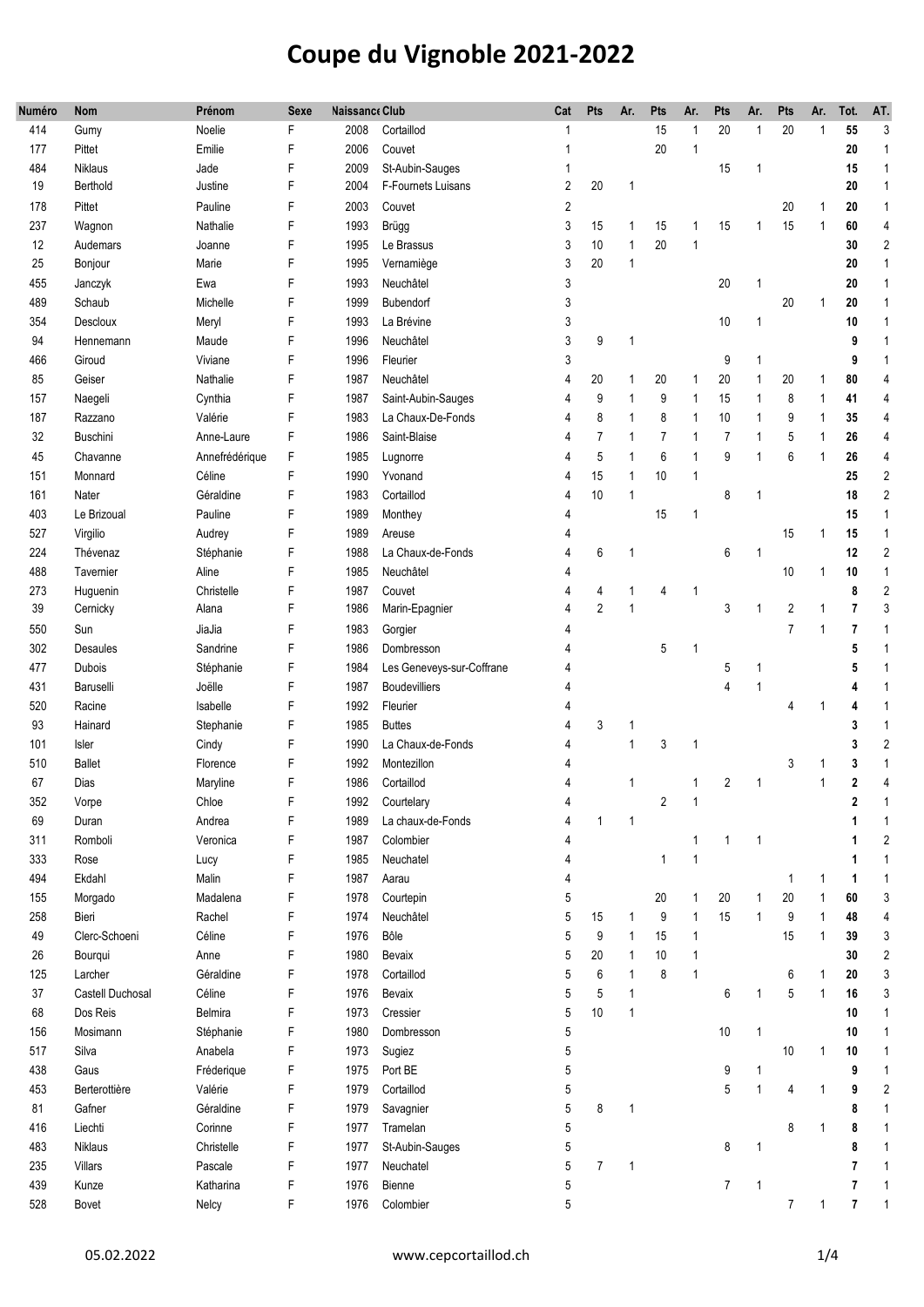# Coupe du Vignoble 2021-2022

| Numéro | Nom | Prénom | Sexe | Naissance | Club | Cat | Pts | Ar. | Pts | Ar. | Pts | Ar. | Pts | Ar. | Tot. | AT. |
|---|---|---|---|---|---|---|---|---|---|---|---|---|---|---|---|---|
| 414 | Gumy | Noelie | F | 2008 | Cortaillod | 1 | | | 15 | 1 | 20 | 1 | 20 | 1 | **55** | 3 |
| 177 | Pittet | Emilie | F | 2006 | Couvet | 1 | | | 20 | 1 | | | | | **20** | 1 |
| 484 | Niklaus | Jade | F | 2009 | St-Aubin-Sauges | 1 | | | | | 15 | 1 | | | **15** | 1 |
| 19 | Berthold | Justine | F | 2004 | F-Fournets Luisans | 2 | 20 | 1 | | | | | | | **20** | 1 |
| 178 | Pittet | Pauline | F | 2003 | Couvet | 2 | | | | | | | 20 | 1 | **20** | 1 |
| 237 | Wagnon | Nathalie | F | 1993 | Brügg | 3 | 15 | 1 | 15 | 1 | 15 | 1 | 15 | 1 | **60** | 4 |
| 12 | Audemars | Joanne | F | 1995 | Le Brassus | 3 | 10 | 1 | 20 | 1 | | | | | **30** | 2 |
| 25 | Bonjour | Marie | F | 1995 | Vernamiège | 3 | 20 | 1 | | | | | | | **20** | 1 |
| 455 | Janczyk | Ewa | F | 1993 | Neuchâtel | 3 | | | | | 20 | 1 | | | **20** | 1 |
| 489 | Schaub | Michelle | F | 1999 | Bubendorf | 3 | | | | | | | 20 | 1 | **20** | 1 |
| 354 | Descloux | Meryl | F | 1993 | La Brévine | 3 | | | | | 10 | 1 | | | **10** | 1 |
| 94 | Hennemann | Maude | F | 1996 | Neuchâtel | 3 | 9 | 1 | | | | | | | **9** | 1 |
| 466 | Giroud | Viviane | F | 1996 | Fleurier | 3 | | | | | 9 | 1 | | | **9** | 1 |
| 85 | Geiser | Nathalie | F | 1987 | Neuchâtel | 4 | 20 | 1 | 20 | 1 | 20 | 1 | 20 | 1 | **80** | 4 |
| 157 | Naegeli | Cynthia | F | 1987 | Saint-Aubin-Sauges | 4 | 9 | 1 | 9 | 1 | 15 | 1 | 8 | 1 | **41** | 4 |
| 187 | Razzano | Valérie | F | 1983 | La Chaux-De-Fonds | 4 | 8 | 1 | 8 | 1 | 10 | 1 | 9 | 1 | **35** | 4 |
| 32 | Buschini | Anne-Laure | F | 1986 | Saint-Blaise | 4 | 7 | 1 | 7 | 1 | 7 | 1 | 5 | 1 | **26** | 4 |
| 45 | Chavanne | Annefrédérique | F | 1985 | Lugnorre | 4 | 5 | 1 | 6 | 1 | 9 | 1 | 6 | 1 | **26** | 4 |
| 151 | Monnard | Céline | F | 1990 | Yvonand | 4 | 15 | 1 | 10 | 1 | | | | | **25** | 2 |
| 161 | Nater | Géraldine | F | 1983 | Cortaillod | 4 | 10 | 1 | | | 8 | 1 | | | **18** | 2 |
| 403 | Le Brizoual | Pauline | F | 1989 | Monthey | 4 | | | 15 | 1 | | | | | **15** | 1 |
| 527 | Virgilio | Audrey | F | 1989 | Areuse | 4 | | | | | | | 15 | 1 | **15** | 1 |
| 224 | Thévenaz | Stéphanie | F | 1988 | La Chaux-de-Fonds | 4 | 6 | 1 | | | 6 | 1 | | | **12** | 2 |
| 488 | Tavernier | Aline | F | 1985 | Neuchâtel | 4 | | | | | | | 10 | 1 | **10** | 1 |
| 273 | Huguenin | Christelle | F | 1987 | Couvet | 4 | 4 | 1 | 4 | 1 | | | | | **8** | 2 |
| 39 | Cernicky | Alana | F | 1986 | Marin-Epagnier | 4 | 2 | 1 | | | 3 | 1 | 2 | 1 | **7** | 3 |
| 550 | Sun | JiaJia | F | 1983 | Gorgier | 4 | | | | | | | 7 | 1 | **7** | 1 |
| 302 | Desaules | Sandrine | F | 1986 | Dombresson | 4 | | | 5 | 1 | | | | | **5** | 1 |
| 477 | Dubois | Stéphanie | F | 1984 | Les Geneveys-sur-Coffrane | 4 | | | | | 5 | 1 | | | **5** | 1 |
| 431 | Baruselli | Joëlle | F | 1987 | Boudevilliers | 4 | | | | | 4 | 1 | | | **4** | 1 |
| 520 | Racine | Isabelle | F | 1992 | Fleurier | 4 | | | | | | | 4 | 1 | **4** | 1 |
| 93 | Hainard | Stephanie | F | 1985 | Buttes | 4 | 3 | 1 | | | | | | | **3** | 1 |
| 101 | Isler | Cindy | F | 1990 | La Chaux-de-Fonds | 4 | | 1 | 3 | 1 | | | | | **3** | 2 |
| 510 | Ballet | Florence | F | 1992 | Montezillon | 4 | | | | | | | 3 | 1 | **3** | 1 |
| 67 | Dias | Maryline | F | 1986 | Cortaillod | 4 | | 1 | | 1 | 2 | 1 | | 1 | **2** | 4 |
| 352 | Vorpe | Chloe | F | 1992 | Courtelary | 4 | | | 2 | 1 | | | | | **2** | 1 |
| 69 | Duran | Andrea | F | 1989 | La chaux-de-Fonds | 4 | 1 | 1 | | | | | | | **1** | 1 |
| 311 | Romboli | Veronica | F | 1987 | Colombier | 4 | | | | 1 | 1 | 1 | | | **1** | 2 |
| 333 | Rose | Lucy | F | 1985 | Neuchatel | 4 | | | 1 | 1 | | | | | **1** | 1 |
| 494 | Ekdahl | Malin | F | 1987 | Aarau | 4 | | | | | | | 1 | 1 | **1** | 1 |
| 155 | Morgado | Madalena | F | 1978 | Courtepin | 5 | | | 20 | 1 | 20 | 1 | 20 | 1 | **60** | 3 |
| 258 | Bieri | Rachel | F | 1974 | Neuchâtel | 5 | 15 | 1 | 9 | 1 | 15 | 1 | 9 | 1 | **48** | 4 |
| 49 | Clerc-Schoeni | Céline | F | 1976 | Bôle | 5 | 9 | 1 | 15 | 1 | | | 15 | 1 | **39** | 3 |
| 26 | Bourqui | Anne | F | 1980 | Bevaix | 5 | 20 | 1 | 10 | 1 | | | | | **30** | 2 |
| 125 | Larcher | Géraldine | F | 1978 | Cortaillod | 5 | 6 | 1 | 8 | 1 | | | 6 | 1 | **20** | 3 |
| 37 | Castell Duchosal | Céline | F | 1976 | Bevaix | 5 | 5 | 1 | | | 6 | 1 | 5 | 1 | **16** | 3 |
| 68 | Dos Reis | Belmira | F | 1973 | Cressier | 5 | 10 | 1 | | | | | | | **10** | 1 |
| 156 | Mosimann | Stéphanie | F | 1980 | Dombresson | 5 | | | | | 10 | 1 | | | **10** | 1 |
| 517 | Silva | Anabela | F | 1973 | Sugiez | 5 | | | | | | | 10 | 1 | **10** | 1 |
| 438 | Gaus | Fréderique | F | 1975 | Port BE | 5 | | | | | 9 | 1 | | | **9** | 1 |
| 453 | Berterottière | Valérie | F | 1979 | Cortaillod | 5 | | | | | 5 | 1 | 4 | 1 | **9** | 2 |
| 81 | Gafner | Géraldine | F | 1979 | Savagnier | 5 | 8 | 1 | | | | | | | **8** | 1 |
| 416 | Liechti | Corinne | F | 1977 | Tramelan | 5 | | | | | | | 8 | 1 | **8** | 1 |
| 483 | Niklaus | Christelle | F | 1977 | St-Aubin-Sauges | 5 | | | | | 8 | 1 | | | **8** | 1 |
| 235 | Villars | Pascale | F | 1977 | Neuchatel | 5 | 7 | 1 | | | | | | | **7** | 1 |
| 439 | Kunze | Katharina | F | 1976 | Bienne | 5 | | | | | 7 | 1 | | | **7** | 1 |
| 528 | Bovet | Nelcy | F | 1976 | Colombier | 5 | | | | | | | 7 | 1 | **7** | 1 |

05.02.2022 www.cepcortaillod.ch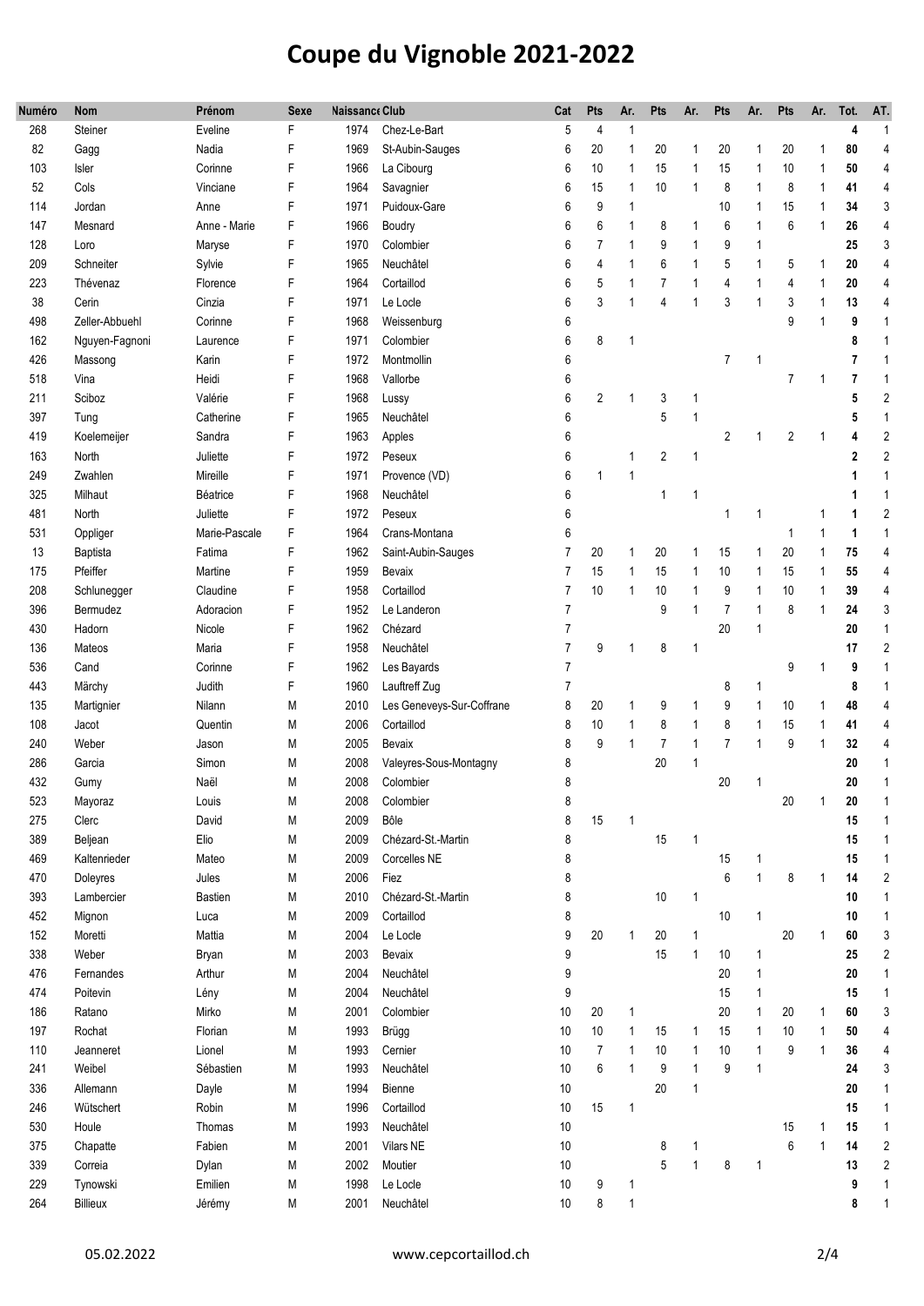# Coupe du Vignoble 2021-2022

| Numéro | Nom | Prénom | Sexe | Naissance | Club | Cat | Pts | Ar. | Pts | Ar. | Pts | Ar. | Pts | Ar. | Tot. | AT. |
|---|---|---|---|---|---|---|---|---|---|---|---|---|---|---|---|---|
| 268 | Steiner | Eveline | F | 1974 | Chez-Le-Bart | 5 | 4 | 1 | | | | | | | **4** | 1 |
| 82 | Gagg | Nadia | F | 1969 | St-Aubin-Sauges | 6 | 20 | 1 | 20 | 1 | 20 | 1 | 20 | 1 | **80** | 4 |
| 103 | Isler | Corinne | F | 1966 | La Cibourg | 6 | 10 | 1 | 15 | 1 | 15 | 1 | 10 | 1 | **50** | 4 |
| 52 | Cols | Vinciane | F | 1964 | Savagnier | 6 | 15 | 1 | 10 | 1 | 8 | 1 | 8 | 1 | **41** | 4 |
| 114 | Jordan | Anne | F | 1971 | Puidoux-Gare | 6 | 9 | 1 | | | 10 | 1 | 15 | 1 | **34** | 3 |
| 147 | Mesnard | Anne - Marie | F | 1966 | Boudry | 6 | 6 | 1 | 8 | 1 | 6 | 1 | 6 | 1 | **26** | 4 |
| 128 | Loro | Maryse | F | 1970 | Colombier | 6 | 7 | 1 | 9 | 1 | 9 | 1 | | | **25** | 3 |
| 209 | Schneiter | Sylvie | F | 1965 | Neuchâtel | 6 | 4 | 1 | 6 | 1 | 5 | 1 | 5 | 1 | **20** | 4 |
| 223 | Thévenaz | Florence | F | 1964 | Cortaillod | 6 | 5 | 1 | 7 | 1 | 4 | 1 | 4 | 1 | **20** | 4 |
| 38 | Cerin | Cinzia | F | 1971 | Le Locle | 6 | 3 | 1 | 4 | 1 | 3 | 1 | 3 | 1 | **13** | 4 |
| 498 | Zeller-Abbuehl | Corinne | F | 1968 | Weissenburg | 6 | | | | | | | 9 | 1 | **9** | 1 |
| 162 | Nguyen-Fagnoni | Laurence | F | 1971 | Colombier | 6 | 8 | 1 | | | | | | | **8** | 1 |
| 426 | Massong | Karin | F | 1972 | Montmollin | 6 | | | | | 7 | 1 | | | **7** | 1 |
| 518 | Vina | Heidi | F | 1968 | Vallorbe | 6 | | | | | | | 7 | 1 | **7** | 1 |
| 211 | Sciboz | Valérie | F | 1968 | Lussy | 6 | 2 | 1 | 3 | 1 | | | | | **5** | 2 |
| 397 | Tung | Catherine | F | 1965 | Neuchâtel | 6 | | | 5 | 1 | | | | | **5** | 1 |
| 419 | Koelemeijer | Sandra | F | 1963 | Apples | 6 | | | | | 2 | 1 | 2 | 1 | **4** | 2 |
| 163 | North | Juliette | F | 1972 | Peseux | 6 | | 1 | 2 | 1 | | | | | **2** | 2 |
| 249 | Zwahlen | Mireille | F | 1971 | Provence (VD) | 6 | 1 | 1 | | | | | | | **1** | 1 |
| 325 | Milhaut | Béatrice | F | 1968 | Neuchâtel | 6 | | | 1 | 1 | | | | | **1** | 1 |
| 481 | North | Juliette | F | 1972 | Peseux | 6 | | | | | 1 | 1 | | 1 | **1** | 2 |
| 531 | Oppliger | Marie-Pascale | F | 1964 | Crans-Montana | 6 | | | | | | | 1 | 1 | **1** | 1 |
| 13 | Baptista | Fatima | F | 1962 | Saint-Aubin-Sauges | 7 | 20 | 1 | 20 | 1 | 15 | 1 | 20 | 1 | **75** | 4 |
| 175 | Pfeiffer | Martine | F | 1959 | Bevaix | 7 | 15 | 1 | 15 | 1 | 10 | 1 | 15 | 1 | **55** | 4 |
| 208 | Schlunegger | Claudine | F | 1958 | Cortaillod | 7 | 10 | 1 | 10 | 1 | 9 | 1 | 10 | 1 | **39** | 4 |
| 396 | Bermudez | Adoracion | F | 1952 | Le Landeron | 7 | | | 9 | 1 | 7 | 1 | 8 | 1 | **24** | 3 |
| 430 | Hadorn | Nicole | F | 1962 | Chézard | 7 | | | | | 20 | 1 | | | **20** | 1 |
| 136 | Mateos | Maria | F | 1958 | Neuchâtel | 7 | 9 | 1 | 8 | 1 | | | | | **17** | 2 |
| 536 | Cand | Corinne | F | 1962 | Les Bayards | 7 | | | | | | | 9 | 1 | **9** | 1 |
| 443 | Märchy | Judith | F | 1960 | Lauftreff Zug | 7 | | | | | 8 | 1 | | | **8** | 1 |
| 135 | Martignier | Nilann | M | 2010 | Les Geneveys-Sur-Coffrane | 8 | 20 | 1 | 9 | 1 | 9 | 1 | 10 | 1 | **48** | 4 |
| 108 | Jacot | Quentin | M | 2006 | Cortaillod | 8 | 10 | 1 | 8 | 1 | 8 | 1 | 15 | 1 | **41** | 4 |
| 240 | Weber | Jason | M | 2005 | Bevaix | 8 | 9 | 1 | 7 | 1 | 7 | 1 | 9 | 1 | **32** | 4 |
| 286 | Garcia | Simon | M | 2008 | Valeyres-Sous-Montagny | 8 | | | 20 | 1 | | | | | **20** | 1 |
| 432 | Gumy | Naël | M | 2008 | Colombier | 8 | | | | | 20 | 1 | | | **20** | 1 |
| 523 | Mayoraz | Louis | M | 2008 | Colombier | 8 | | | | | | | 20 | 1 | **20** | 1 |
| 275 | Clerc | David | M | 2009 | Bôle | 8 | 15 | 1 | | | | | | | **15** | 1 |
| 389 | Beljean | Elio | M | 2009 | Chézard-St.-Martin | 8 | | | 15 | 1 | | | | | **15** | 1 |
| 469 | Kaltenrieder | Mateo | M | 2009 | Corcelles NE | 8 | | | | | 15 | 1 | | | **15** | 1 |
| 470 | Doleyres | Jules | M | 2006 | Fiez | 8 | | | | | 6 | 1 | 8 | 1 | **14** | 2 |
| 393 | Lambercier | Bastien | M | 2010 | Chézard-St.-Martin | 8 | | | 10 | 1 | | | | | **10** | 1 |
| 452 | Mignon | Luca | M | 2009 | Cortaillod | 8 | | | | | 10 | 1 | | | **10** | 1 |
| 152 | Moretti | Mattia | M | 2004 | Le Locle | 9 | 20 | 1 | 20 | 1 | | | 20 | 1 | **60** | 3 |
| 338 | Weber | Bryan | M | 2003 | Bevaix | 9 | | | 15 | 1 | 10 | 1 | | | **25** | 2 |
| 476 | Fernandes | Arthur | M | 2004 | Neuchâtel | 9 | | | | | 20 | 1 | | | **20** | 1 |
| 474 | Poitevin | Lény | M | 2004 | Neuchâtel | 9 | | | | | 15 | 1 | | | **15** | 1 |
| 186 | Ratano | Mirko | M | 2001 | Colombier | 10 | 20 | 1 | | | 20 | 1 | 20 | 1 | **60** | 3 |
| 197 | Rochat | Florian | M | 1993 | Brügg | 10 | 10 | 1 | 15 | 1 | 15 | 1 | 10 | 1 | **50** | 4 |
| 110 | Jeanneret | Lionel | M | 1993 | Cernier | 10 | 7 | 1 | 10 | 1 | 10 | 1 | 9 | 1 | **36** | 4 |
| 241 | Weibel | Sébastien | M | 1993 | Neuchâtel | 10 | 6 | 1 | 9 | 1 | 9 | 1 | | | **24** | 3 |
| 336 | Allemann | Dayle | M | 1994 | Bienne | 10 | | | 20 | 1 | | | | | **20** | 1 |
| 246 | Wütschert | Robin | M | 1996 | Cortaillod | 10 | 15 | 1 | | | | | | | **15** | 1 |
| 530 | Houle | Thomas | M | 1993 | Neuchâtel | 10 | | | | | | | 15 | 1 | **15** | 1 |
| 375 | Chapatte | Fabien | M | 2001 | Vilars NE | 10 | | | 8 | 1 | | | 6 | 1 | **14** | 2 |
| 339 | Correia | Dylan | M | 2002 | Moutier | 10 | | | 5 | 1 | 8 | 1 | | | **13** | 2 |
| 229 | Tynowski | Emilien | M | 1998 | Le Locle | 10 | 9 | 1 | | | | | | | **9** | 1 |
| 264 | Billieux | Jérémy | M | 2001 | Neuchâtel | 10 | 8 | 1 | | | | | | | **8** | 1 |

05.02.2022 www.cepcortaillod.ch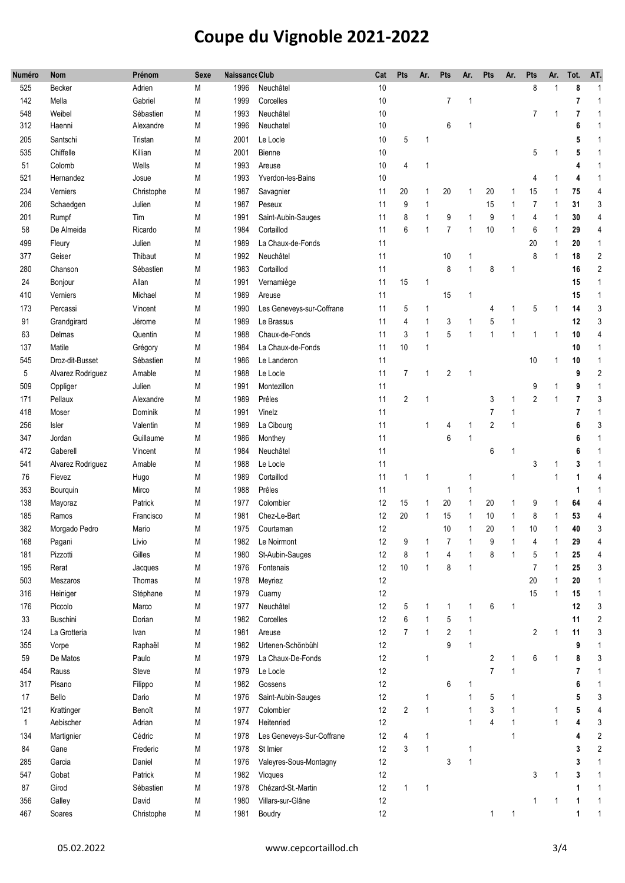# Coupe du Vignoble 2021-2022

| Numéro | Nom | Prénom | Sexe | Naissance | Club | Cat | Pts | Ar. | Pts | Ar. | Pts | Ar. | Pts | Ar. | Tot. | AT. |
|---|---|---|---|---|---|---|---|---|---|---|---|---|---|---|---|---|
| 525 | Becker | Adrien | M | 1996 | Neuchâtel | 10 | | | | | | | 8 | 1 | **8** | 1 |
| 142 | Mella | Gabriel | M | 1999 | Corcelles | 10 | | | 7 | 1 | | | | | **7** | 1 |
| 548 | Weibel | Sébastien | M | 1993 | Neuchâtel | 10 | | | | | | | 7 | 1 | **7** | 1 |
| 312 | Haenni | Alexandre | M | 1996 | Neuchatel | 10 | | | 6 | 1 | | | | | **6** | 1 |
| 205 | Santschi | Tristan | M | 2001 | Le Locle | 10 | 5 | 1 | | | | | | | **5** | 1 |
| 535 | Chiffelle | Killian | M | 2001 | Bienne | 10 | | | | | | | 5 | 1 | **5** | 1 |
| 51 | Colomb | Wells | M | 1993 | Areuse | 10 | 4 | 1 | | | | | | | **4** | 1 |
| 521 | Hernandez | Josue | M | 1993 | Yverdon-les-Bains | 10 | | | | | | | 4 | 1 | **4** | 1 |
| 234 | Verniers | Christophe | M | 1987 | Savagnier | 11 | 20 | 1 | 20 | 1 | 20 | 1 | 15 | 1 | **75** | 4 |
| 206 | Schaedgen | Julien | M | 1987 | Peseux | 11 | 9 | 1 | | | 15 | 1 | 7 | 1 | **31** | 3 |
| 201 | Rumpf | Tim | M | 1991 | Saint-Aubin-Sauges | 11 | 8 | 1 | 9 | 1 | 9 | 1 | 4 | 1 | **30** | 4 |
| 58 | De Almeida | Ricardo | M | 1984 | Cortaillod | 11 | 6 | 1 | 7 | 1 | 10 | 1 | 6 | 1 | **29** | 4 |
| 499 | Fleury | Julien | M | 1989 | La Chaux-de-Fonds | 11 | | | | | | | 20 | 1 | **20** | 1 |
| 377 | Geiser | Thibaut | M | 1992 | Neuchâtel | 11 | | | 10 | 1 | | | 8 | 1 | **18** | 2 |
| 280 | Chanson | Sébastien | M | 1983 | Cortaillod | 11 | | | 8 | 1 | 8 | 1 | | | **16** | 2 |
| 24 | Bonjour | Allan | M | 1991 | Vernamiège | 11 | 15 | 1 | | | | | | | **15** | 1 |
| 410 | Verniers | Michael | M | 1989 | Areuse | 11 | | | 15 | 1 | | | | | **15** | 1 |
| 173 | Percassi | Vincent | M | 1990 | Les Geneveys-sur-Coffrane | 11 | 5 | 1 | | | 4 | 1 | 5 | 1 | **14** | 3 |
| 91 | Grandgirard | Jérome | M | 1989 | Le Brassus | 11 | 4 | 1 | 3 | 1 | 5 | 1 | | | **12** | 3 |
| 63 | Delmas | Quentin | M | 1988 | Chaux-de-Fonds | 11 | 3 | 1 | 5 | 1 | 1 | 1 | 1 | 1 | **10** | 4 |
| 137 | Matile | Grégory | M | 1984 | La Chaux-de-Fonds | 11 | 10 | 1 | | | | | | | **10** | 1 |
| 545 | Droz-dit-Busset | Sébastien | M | 1986 | Le Landeron | 11 | | | | | | | 10 | 1 | **10** | 1 |
| 5 | Alvarez Rodriguez | Amable | M | 1988 | Le Locle | 11 | 7 | 1 | 2 | 1 | | | | | **9** | 2 |
| 509 | Oppliger | Julien | M | 1991 | Montezillon | 11 | | | | | | | 9 | 1 | **9** | 1 |
| 171 | Pellaux | Alexandre | M | 1989 | Prêles | 11 | 2 | 1 | | | 3 | 1 | 2 | 1 | **7** | 3 |
| 418 | Moser | Dominik | M | 1991 | Vinelz | 11 | | | | | 7 | 1 | | | **7** | 1 |
| 256 | Isler | Valentin | M | 1989 | La Cibourg | 11 | | 1 | 4 | 1 | 2 | 1 | | | **6** | 3 |
| 347 | Jordan | Guillaume | M | 1986 | Monthey | 11 | | | 6 | 1 | | | | | **6** | 1 |
| 472 | Gaberell | Vincent | M | 1984 | Neuchâtel | 11 | | | | | 6 | 1 | | | **6** | 1 |
| 541 | Alvarez Rodriguez | Amable | M | 1988 | Le Locle | 11 | | | | | | | 3 | 1 | **3** | 1 |
| 76 | Fievez | Hugo | M | 1989 | Cortaillod | 11 | 1 | 1 | | 1 | | 1 | | 1 | **1** | 4 |
| 353 | Bourquin | Mirco | M | 1988 | Prêles | 11 | | | 1 | 1 | | | | | **1** | 1 |
| 138 | Mayoraz | Patrick | M | 1977 | Colombier | 12 | 15 | 1 | 20 | 1 | 20 | 1 | 9 | 1 | **64** | 4 |
| 185 | Ramos | Francisco | M | 1981 | Chez-Le-Bart | 12 | 20 | 1 | 15 | 1 | 10 | 1 | 8 | 1 | **53** | 4 |
| 382 | Morgado Pedro | Mario | M | 1975 | Courtaman | 12 | | | 10 | 1 | 20 | 1 | 10 | 1 | **40** | 3 |
| 168 | Pagani | Livio | M | 1982 | Le Noirmont | 12 | 9 | 1 | 7 | 1 | 9 | 1 | 4 | 1 | **29** | 4 |
| 181 | Pizzotti | Gilles | M | 1980 | St-Aubin-Sauges | 12 | 8 | 1 | 4 | 1 | 8 | 1 | 5 | 1 | **25** | 4 |
| 195 | Rerat | Jacques | M | 1976 | Fontenais | 12 | 10 | 1 | 8 | 1 | | | 7 | 1 | **25** | 3 |
| 503 | Meszaros | Thomas | M | 1978 | Meyriez | 12 | | | | | | | 20 | 1 | **20** | 1 |
| 316 | Heiniger | Stéphane | M | 1979 | Cuarny | 12 | | | | | | | 15 | 1 | **15** | 1 |
| 176 | Piccolo | Marco | M | 1977 | Neuchâtel | 12 | 5 | 1 | 1 | 1 | 6 | 1 | | | **12** | 3 |
| 33 | Buschini | Dorian | M | 1982 | Corcelles | 12 | 6 | 1 | 5 | 1 | | | | | **11** | 2 |
| 124 | La Grotteria | Ivan | M | 1981 | Areuse | 12 | 7 | 1 | 2 | 1 | | | 2 | 1 | **11** | 3 |
| 355 | Vorpe | Raphaël | M | 1982 | Urtenen-Schönbühl | 12 | | | 9 | 1 | | | | | **9** | 1 |
| 59 | De Matos | Paulo | M | 1979 | La Chaux-De-Fonds | 12 | | 1 | | | 2 | 1 | 6 | 1 | **8** | 3 |
| 454 | Rauss | Steve | M | 1979 | Le Locle | 12 | | | | | 7 | 1 | | | **7** | 1 |
| 317 | Pisano | Filippo | M | 1982 | Gossens | 12 | | | 6 | 1 | | | | | **6** | 1 |
| 17 | Bello | Dario | M | 1976 | Saint-Aubin-Sauges | 12 | | 1 | | 1 | 5 | 1 | | | **5** | 3 |
| 121 | Krattinger | Benoît | M | 1977 | Colombier | 12 | 2 | 1 | | 1 | 3 | 1 | | 1 | **5** | 4 |
| 1 | Aebischer | Adrian | M | 1974 | Heitenried | 12 | | | | 1 | 4 | 1 | | 1 | **4** | 3 |
| 134 | Martignier | Cédric | M | 1978 | Les Geneveys-Sur-Coffrane | 12 | 4 | 1 | | | | 1 | | | **4** | 2 |
| 84 | Gane | Frederic | M | 1978 | St Imier | 12 | 3 | 1 | | 1 | | | | | **3** | 2 |
| 285 | Garcia | Daniel | M | 1976 | Valeyres-Sous-Montagny | 12 | | | 3 | 1 | | | | | **3** | 1 |
| 547 | Gobat | Patrick | M | 1982 | Vicques | 12 | | | | | | | 3 | 1 | **3** | 1 |
| 87 | Girod | Sébastien | M | 1978 | Chézard-St.-Martin | 12 | 1 | 1 | | | | | | | **1** | 1 |
| 356 | Galley | David | M | 1980 | Villars-sur-Glâne | 12 | | | | | | | 1 | 1 | **1** | 1 |
| 467 | Soares | Christophe | M | 1981 | Boudry | 12 | | | | | 1 | 1 | | | **1** | 1 |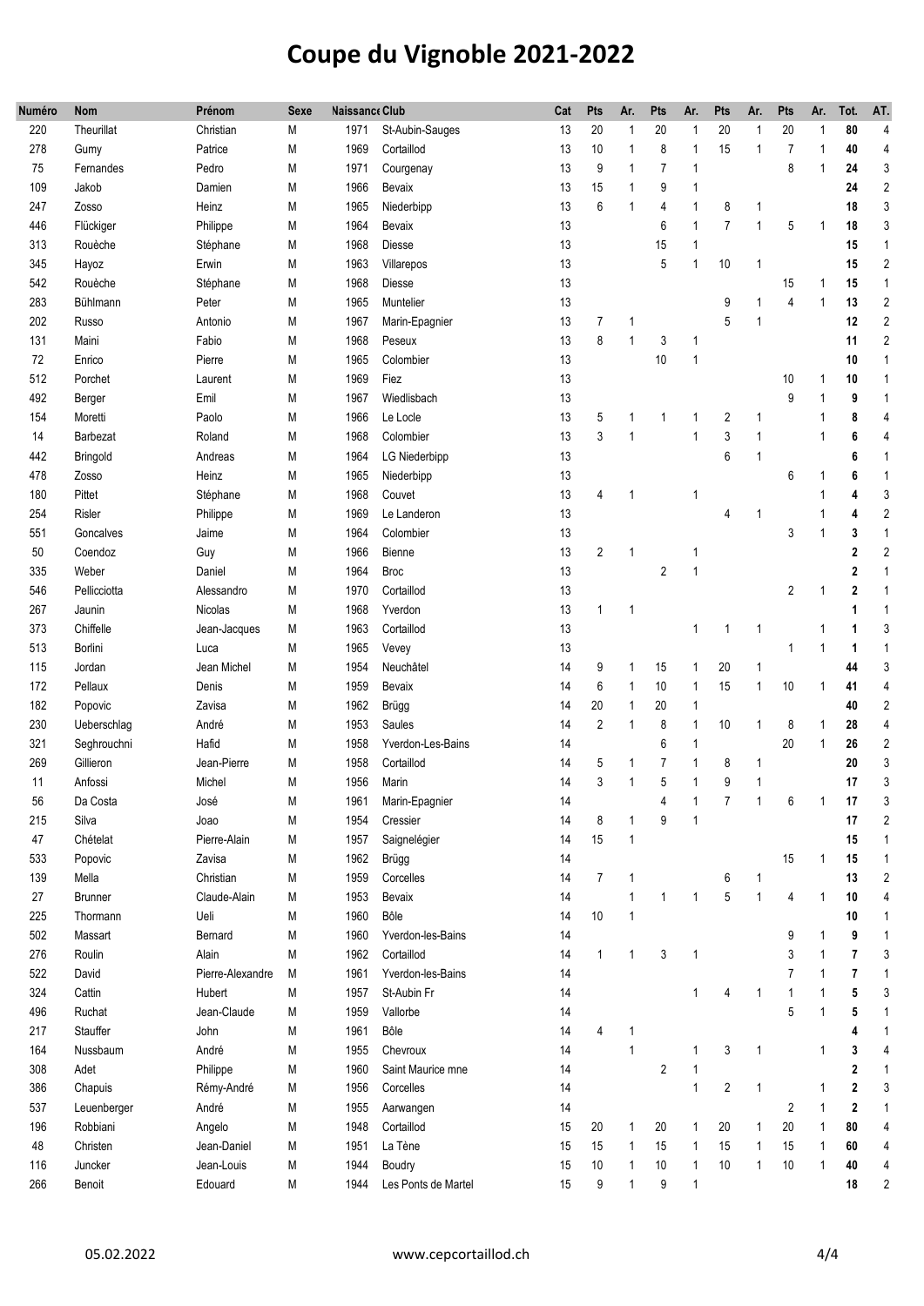# Coupe du Vignoble 2021-2022

| Numéro | Nom | Prénom | Sexe | Naissance | Club | Cat | Pts | Ar. | Pts | Ar. | Pts | Ar. | Pts | Ar. | Tot. | AT. |
|---|---|---|---|---|---|---|---|---|---|---|---|---|---|---|---|---|
| 220 | Theurillat | Christian | M | 1971 | St-Aubin-Sauges | 13 | 20 | 1 | 20 | 1 | 20 | 1 | 20 | 1 | **80** | 4 |
| 278 | Gumy | Patrice | M | 1969 | Cortaillod | 13 | 10 | 1 | 8 | 1 | 15 | 1 | 7 | 1 | **40** | 4 |
| 75 | Fernandes | Pedro | M | 1971 | Courgenay | 13 | 9 | 1 | 7 | 1 | | | 8 | 1 | **24** | 3 |
| 109 | Jakob | Damien | M | 1966 | Bevaix | 13 | 15 | 1 | 9 | 1 | | | | | **24** | 2 |
| 247 | Zosso | Heinz | M | 1965 | Niederbipp | 13 | 6 | 1 | 4 | 1 | 8 | 1 | | | **18** | 3 |
| 446 | Flückiger | Philippe | M | 1964 | Bevaix | 13 | | | 6 | 1 | 7 | 1 | 5 | 1 | **18** | 3 |
| 313 | Rouèche | Stéphane | M | 1968 | Diesse | 13 | | | 15 | 1 | | | | | **15** | 1 |
| 345 | Hayoz | Erwin | M | 1963 | Villarepos | 13 | | | 5 | 1 | 10 | 1 | | | **15** | 2 |
| 542 | Rouèche | Stéphane | M | 1968 | Diesse | 13 | | | | | | | 15 | 1 | **15** | 1 |
| 283 | Bühlmann | Peter | M | 1965 | Muntelier | 13 | | | | | 9 | 1 | 4 | 1 | **13** | 2 |
| 202 | Russo | Antonio | M | 1967 | Marin-Epagnier | 13 | 7 | 1 | | | 5 | 1 | | | **12** | 2 |
| 131 | Maini | Fabio | M | 1968 | Peseux | 13 | 8 | 1 | 3 | 1 | | | | | **11** | 2 |
| 72 | Enrico | Pierre | M | 1965 | Colombier | 13 | | | 10 | 1 | | | | | **10** | 1 |
| 512 | Porchet | Laurent | M | 1969 | Fiez | 13 | | | | | | | 10 | 1 | **10** | 1 |
| 492 | Berger | Emil | M | 1967 | Wiedlisbach | 13 | | | | | | | 9 | 1 | **9** | 1 |
| 154 | Moretti | Paolo | M | 1966 | Le Locle | 13 | 5 | 1 | 1 | 1 | 2 | 1 | | 1 | **8** | 4 |
| 14 | Barbezat | Roland | M | 1968 | Colombier | 13 | 3 | 1 | | 1 | 3 | 1 | | 1 | **6** | 4 |
| 442 | Bringold | Andreas | M | 1964 | LG Niederbipp | 13 | | | | | 6 | 1 | | | **6** | 1 |
| 478 | Zosso | Heinz | M | 1965 | Niederbipp | 13 | | | | | | | 6 | 1 | **6** | 1 |
| 180 | Pittet | Stéphane | M | 1968 | Couvet | 13 | 4 | 1 | | 1 | | | | 1 | **4** | 3 |
| 254 | Risler | Philippe | M | 1969 | Le Landeron | 13 | | | | | 4 | 1 | | 1 | **4** | 2 |
| 551 | Goncalves | Jaime | M | 1964 | Colombier | 13 | | | | | | | 3 | 1 | **3** | 1 |
| 50 | Coendoz | Guy | M | 1966 | Bienne | 13 | 2 | 1 | | 1 | | | | | **2** | 2 |
| 335 | Weber | Daniel | M | 1964 | Broc | 13 | | | 2 | 1 | | | | | **2** | 1 |
| 546 | Pellicciotta | Alessandro | M | 1970 | Cortaillod | 13 | | | | | | | 2 | 1 | **2** | 1 |
| 267 | Jaunin | Nicolas | M | 1968 | Yverdon | 13 | 1 | 1 | | | | | | | **1** | 1 |
| 373 | Chiffelle | Jean-Jacques | M | 1963 | Cortaillod | 13 | | | | 1 | 1 | 1 | | 1 | **1** | 3 |
| 513 | Borlini | Luca | M | 1965 | Vevey | 13 | | | | | | | 1 | 1 | **1** | 1 |
| 115 | Jordan | Jean Michel | M | 1954 | Neuchâtel | 14 | 9 | 1 | 15 | 1 | 20 | 1 | | | **44** | 3 |
| 172 | Pellaux | Denis | M | 1959 | Bevaix | 14 | 6 | 1 | 10 | 1 | 15 | 1 | 10 | 1 | **41** | 4 |
| 182 | Popovic | Zavisa | M | 1962 | Brügg | 14 | 20 | 1 | 20 | 1 | | | | | **40** | 2 |
| 230 | Ueberschlag | André | M | 1953 | Saules | 14 | 2 | 1 | 8 | 1 | 10 | 1 | 8 | 1 | **28** | 4 |
| 321 | Seghrouchni | Hafid | M | 1958 | Yverdon-Les-Bains | 14 | | | 6 | 1 | | | 20 | 1 | **26** | 2 |
| 269 | Gillieron | Jean-Pierre | M | 1958 | Cortaillod | 14 | 5 | 1 | 7 | 1 | 8 | 1 | | | **20** | 3 |
| 11 | Anfossi | Michel | M | 1956 | Marin | 14 | 3 | 1 | 5 | 1 | 9 | 1 | | | **17** | 3 |
| 56 | Da Costa | José | M | 1961 | Marin-Epagnier | 14 | | | 4 | 1 | 7 | 1 | 6 | 1 | **17** | 3 |
| 215 | Silva | Joao | M | 1954 | Cressier | 14 | 8 | 1 | 9 | 1 | | | | | **17** | 2 |
| 47 | Chételat | Pierre-Alain | M | 1957 | Saignelégier | 14 | 15 | 1 | | | | | | | **15** | 1 |
| 533 | Popovic | Zavisa | M | 1962 | Brügg | 14 | | | | | | | 15 | 1 | **15** | 1 |
| 139 | Mella | Christian | M | 1959 | Corcelles | 14 | 7 | 1 | | | 6 | 1 | | | **13** | 2 |
| 27 | Brunner | Claude-Alain | M | 1953 | Bevaix | 14 | | 1 | 1 | 1 | 5 | 1 | 4 | 1 | **10** | 4 |
| 225 | Thormann | Ueli | M | 1960 | Bôle | 14 | 10 | 1 | | | | | | | **10** | 1 |
| 502 | Massart | Bernard | M | 1960 | Yverdon-les-Bains | 14 | | | | | | | 9 | 1 | **9** | 1 |
| 276 | Roulin | Alain | M | 1962 | Cortaillod | 14 | 1 | 1 | 3 | 1 | | | 3 | 1 | **7** | 3 |
| 522 | David | Pierre-Alexandre | M | 1961 | Yverdon-les-Bains | 14 | | | | | | | 7 | 1 | **7** | 1 |
| 324 | Cattin | Hubert | M | 1957 | St-Aubin Fr | 14 | | | | 1 | 4 | 1 | 1 | 1 | **5** | 3 |
| 496 | Ruchat | Jean-Claude | M | 1959 | Vallorbe | 14 | | | | | | | 5 | 1 | **5** | 1 |
| 217 | Stauffer | John | M | 1961 | Bôle | 14 | 4 | 1 | | | | | | | **4** | 1 |
| 164 | Nussbaum | André | M | 1955 | Chevroux | 14 | | 1 | | 1 | 3 | 1 | | 1 | **3** | 4 |
| 308 | Adet | Philippe | M | 1960 | Saint Maurice mne | 14 | | | 2 | 1 | | | | | **2** | 1 |
| 386 | Chapuis | Rémy-André | M | 1956 | Corcelles | 14 | | | | 1 | 2 | 1 | | 1 | **2** | 3 |
| 537 | Leuenberger | André | M | 1955 | Aarwangen | 14 | | | | | | | 2 | 1 | **2** | 1 |
| 196 | Robbiani | Angelo | M | 1948 | Cortaillod | 15 | 20 | 1 | 20 | 1 | 20 | 1 | 20 | 1 | **80** | 4 |
| 48 | Christen | Jean-Daniel | M | 1951 | La Tène | 15 | 15 | 1 | 15 | 1 | 15 | 1 | 15 | 1 | **60** | 4 |
| 116 | Juncker | Jean-Louis | M | 1944 | Boudry | 15 | 10 | 1 | 10 | 1 | 10 | 1 | 10 | 1 | **40** | 4 |
| 266 | Benoit | Edouard | M | 1944 | Les Ponts de Martel | 15 | 9 | 1 | 9 | 1 | | | | | **18** | 2 |

05.02.2022 www.cepcortaillod.ch